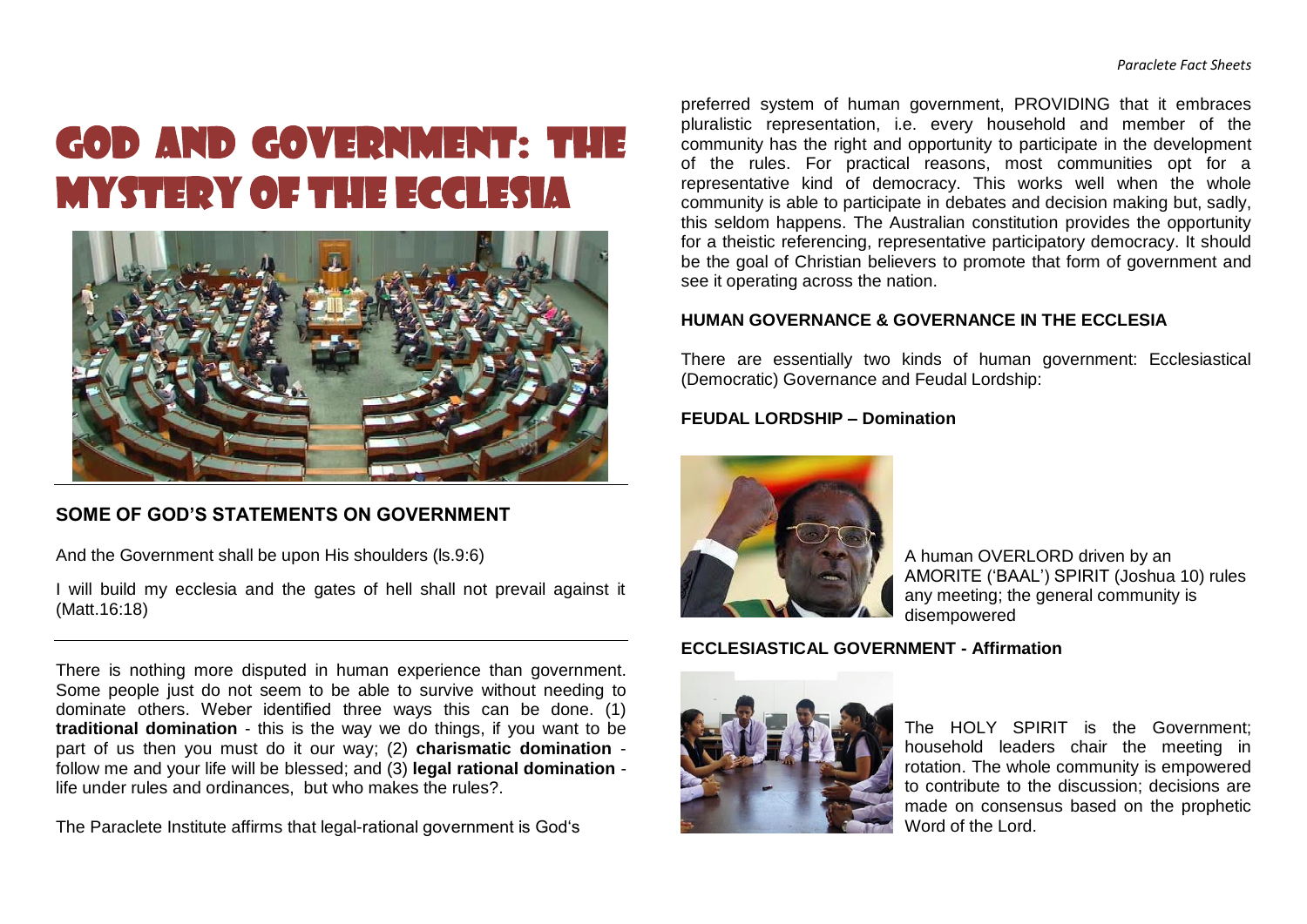# God and Government: The Mystery of the Ecclesia

## SOME OF GOD'S STATEMENTS ON GOVERNMENT

And the Government shall be upon His shoulders (Is.9:6)

I will build my ecclesia and the gates of hell shall not prevail against it (Matt.16:18)

---

There is nothing more disputed in human experience than government. Some people just do not seem to be able to survive without needing to dominate others. Weber identified three ways this can be done. (1) **traditional domination** - this is the way we do things, if you want to be part of us then you must do it our way; (2) **charismatic domination** - follow me and your life will be blessed; and (3) **legal rational domination** - life under rules and ordinances, but who makes the rules?.

The Paraclete Institute affirms that legal-rational government is God's preferred system of human government, PROVIDING that it embraces pluralistic representation, i.e. every household and member of the community has the right and opportunity to participate in the development of the rules. For practical reasons, most communities opt for a representative kind of democracy. This works well when the whole community is able to participate in debates and decision making but, sadly, this seldom happens. The Australian constitution provides the opportunity for a theistic referencing, representative participatory democracy. It should be the goal of Christian believers to promote that form of government and see it operating across the nation.

### HUMAN GOVERNANCE & GOVERNANCE IN THE ECCLESIA

There are essentially two kinds of human government: Ecclesiastical (Democratic) Governance and Feudal Lordship:

### FEUDAL LORDSHIP – Domination

A human OVERLORD driven by an AMORITE ('BAAL') SPIRIT (Joshua 10) rules any meeting; the general community is disempowered

### ECCLESIASTICAL GOVERNMENT - Affirmation

The HOLY SPIRIT is the Government; household leaders chair the meeting in rotation. The whole community is empowered to contribute to the discussion; decisions are made on consensus based on the prophetic Word of the Lord.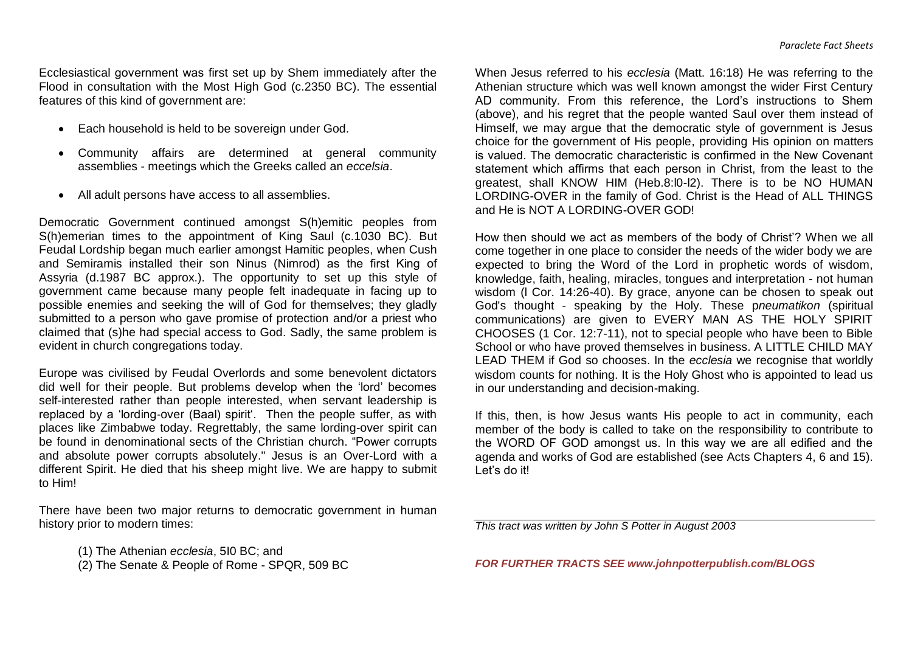Ecclesiastical government was first set up by Shem immediately after the Flood in consultation with the Most High God (c.2350 BC). The essential features of this kind of government are:

- Each household is held to be sovereign under God.
- Community affairs are determined at general community assemblies - meetings which the Greeks called an *eccelsia*.
- All adult persons have access to all assemblies.

Democratic Government continued amongst S(h)emitic peoples from S(h)emerian times to the appointment of King Saul (c.1030 BC). But Feudal Lordship began much earlier amongst Hamitic peoples, when Cush and Semiramis installed their son Ninus (Nimrod) as the first King of Assyria (d.1987 BC approx.). The opportunity to set up this style of government came because many people felt inadequate in facing up to possible enemies and seeking the will of God for themselves; they gladly submitted to a person who gave promise of protection and/or a priest who claimed that (s)he had special access to God. Sadly, the same problem is evident in church congregations today.

Europe was civilised by Feudal Overlords and some benevolent dictators did well for their people. But problems develop when the 'lord' becomes self-interested rather than people interested, when servant leadership is replaced by a 'lording-over (Baal) spirit'. Then the people suffer, as with places like Zimbabwe today. Regrettably, the same lording-over spirit can be found in denominational sects of the Christian church. "Power corrupts and absolute power corrupts absolutely." Jesus is an Over-Lord with a different Spirit. He died that his sheep might live. We are happy to submit to Him!

There have been two major returns to democratic government in human history prior to modern times:

(1) The Athenian *ecclesia*, 5I0 BC; and
(2) The Senate & People of Rome - SPQR, 509 BC

When Jesus referred to his *ecclesia* (Matt. 16:18) He was referring to the Athenian structure which was well known amongst the wider First Century AD community. From this reference, the Lord's instructions to Shem (above), and his regret that the people wanted Saul over them instead of Himself, we may argue that the democratic style of government is Jesus choice for the government of His people, providing His opinion on matters is valued. The democratic characteristic is confirmed in the New Covenant statement which affirms that each person in Christ, from the least to the greatest, shall KNOW HIM (Heb.8:l0-l2). There is to be NO HUMAN LORDING-OVER in the family of God. Christ is the Head of ALL THINGS and He is NOT A LORDING-OVER GOD!

How then should we act as members of the body of Christ'? When we all come together in one place to consider the needs of the wider body we are expected to bring the Word of the Lord in prophetic words of wisdom, knowledge, faith, healing, miracles, tongues and interpretation - not human wisdom (l Cor. 14:26-40). By grace, anyone can be chosen to speak out God's thought - speaking by the Holy. These p*neumatikon* (spiritual communications) are given to EVERY MAN AS THE HOLY SPIRIT CHOOSES (1 Cor. 12:7-11), not to special people who have been to Bible School or who have proved themselves in business. A LITTLE CHILD MAY LEAD THEM if God so chooses. In the *ecclesia* we recognise that worldly wisdom counts for nothing. It is the Holy Ghost who is appointed to lead us in our understanding and decision-making.

If this, then, is how Jesus wants His people to act in community, each member of the body is called to take on the responsibility to contribute to the WORD OF GOD amongst us. In this way we are all edified and the agenda and works of God are established (see Acts Chapters 4, 6 and 15). Let's do it!

---

*This tract was written by John S Potter in August 2003*

***FOR FURTHER TRACTS SEE www.johnpotterpublish.com/BLOGS***